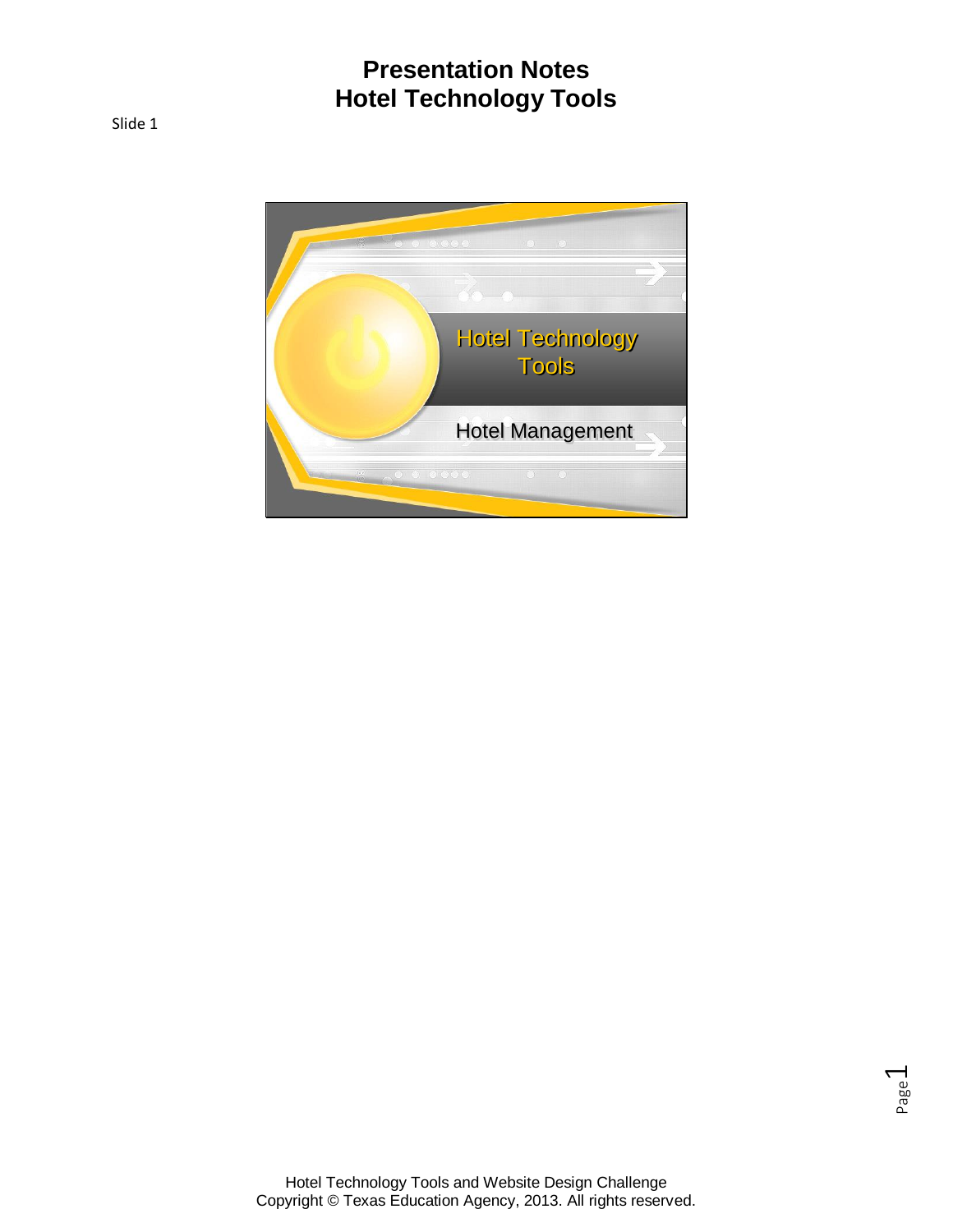# Presentation Notes
# Hotel Technology Tools

Slide 1

Hotel Technology Tools

Hotel Management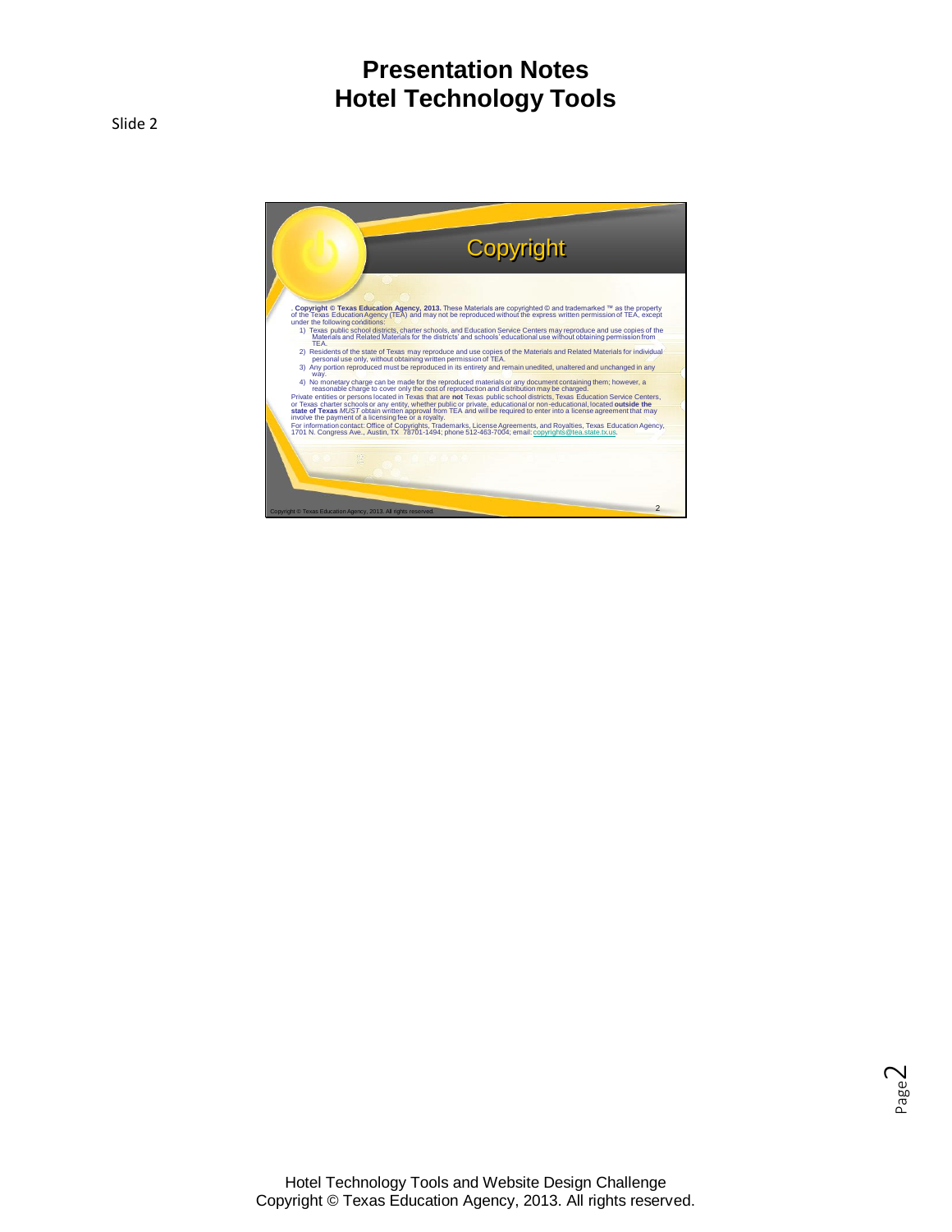# Presentation Notes
# Hotel Technology Tools

Slide 2

## Copyright

. **Copyright © Texas Education Agency, 2013.** These Materials are copyrighted © and trademarked ™ as the property of the Texas Education Agency (TEA) and may not be reproduced without the express written permission of TEA, except under the following conditions:

1) Texas public school districts, charter schools, and Education Service Centers may reproduce and use copies of the Materials and Related Materials for the districts' and schools' educational use without obtaining permission from TEA.
2) Residents of the state of Texas may reproduce and use copies of the Materials and Related Materials for individual personal use only, without obtaining written permission of TEA.
3) Any portion reproduced must be reproduced in its entirety and remain unedited, unaltered and unchanged in any way.
4) No monetary charge can be made for the reproduced materials or any document containing them; however, a reasonable charge to cover only the cost of reproduction and distribution may be charged.

Private entities or persons located in Texas that are **not** Texas public school districts, Texas Education Service Centers, or Texas charter schools or any entity, whether public or private, educational or non-educational, located **outside the state of Texas** *MUST* obtain written approval from TEA and will be required to enter into a license agreement that may involve the payment of a licensing fee or a royalty.

For information contact: Office of Copyrights, Trademarks, License Agreements, and Royalties, Texas Education Agency, 1701 N. Congress Ave., Austin, TX 78701-1494; phone 512-463-7004; email: copyrights@tea.state.tx.us.

Copyright © Texas Education Agency, 2013. All rights reserved.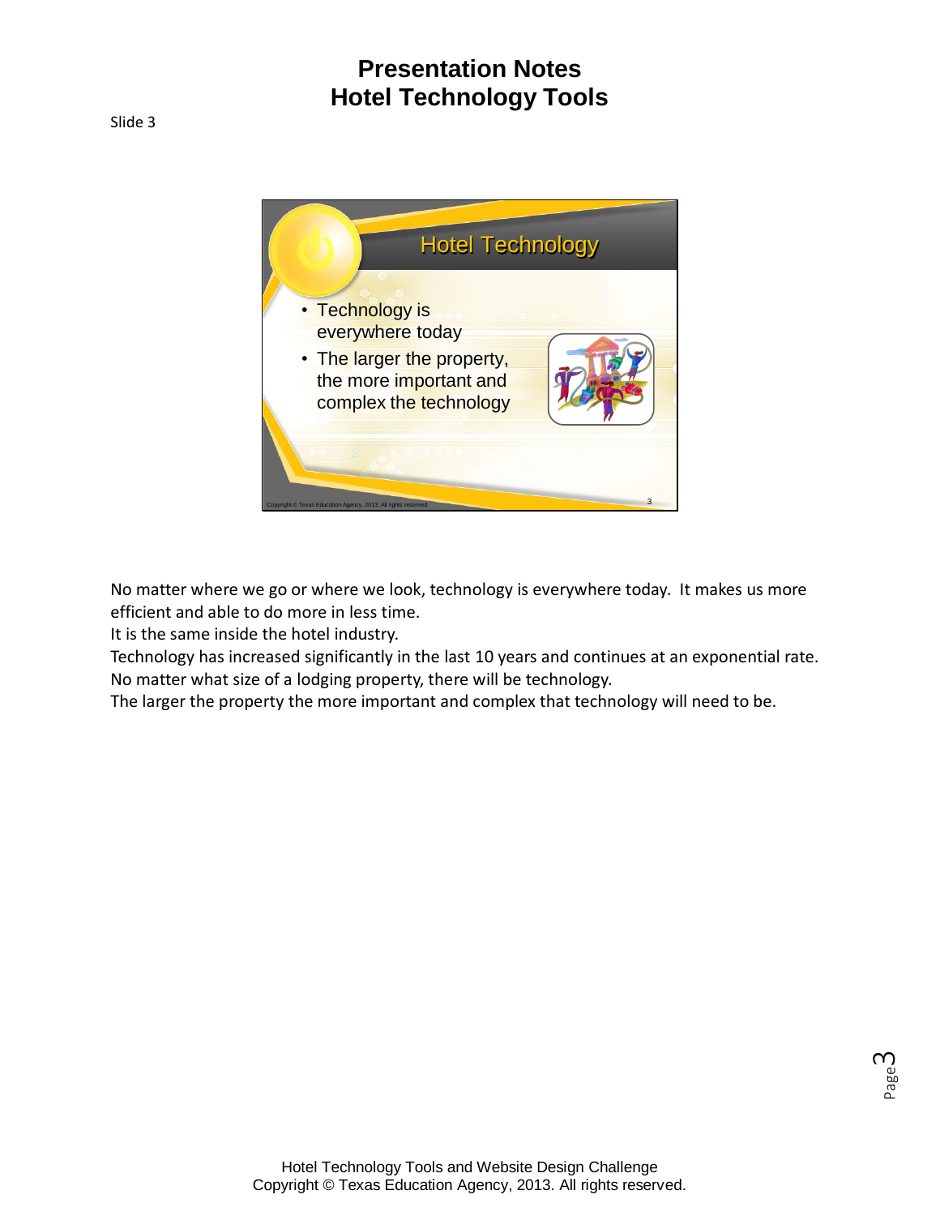# Presentation Notes
# Hotel Technology Tools

Slide 3

## Hotel Technology

- Technology is everywhere today
- The larger the property, the more important and complex the technology

No matter where we go or where we look, technology is everywhere today. It makes us more efficient and able to do more in less time.
It is the same inside the hotel industry.
Technology has increased significantly in the last 10 years and continues at an exponential rate.
No matter what size of a lodging property, there will be technology.
The larger the property the more important and complex that technology will need to be.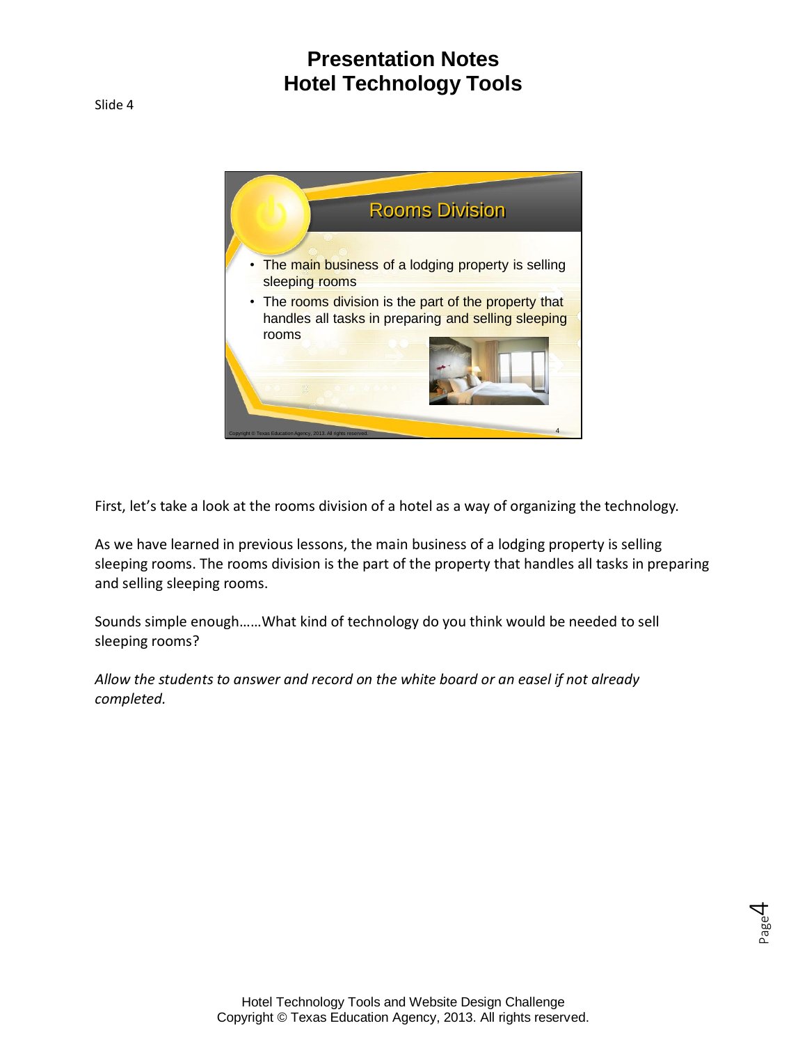# Presentation Notes
# Hotel Technology Tools

Slide 4

**Rooms Division**

- The main business of a lodging property is selling sleeping rooms
- The rooms division is the part of the property that handles all tasks in preparing and selling sleeping rooms

First, let's take a look at the rooms division of a hotel as a way of organizing the technology.

As we have learned in previous lessons, the main business of a lodging property is selling sleeping rooms. The rooms division is the part of the property that handles all tasks in preparing and selling sleeping rooms.

Sounds simple enough……What kind of technology do you think would be needed to sell sleeping rooms?

*Allow the students to answer and record on the white board or an easel if not already completed.*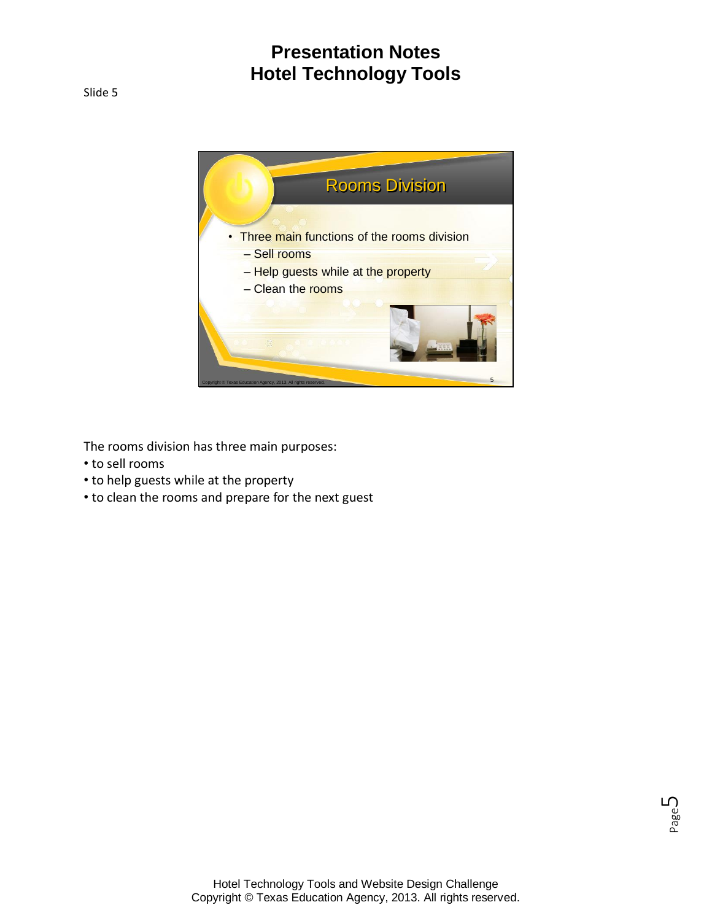# Presentation Notes
# Hotel Technology Tools

Slide 5

## Rooms Division

- Three main functions of the rooms division
  - Sell rooms
  - Help guests while at the property
  - Clean the rooms

The rooms division has three main purposes:

- to sell rooms
- to help guests while at the property
- to clean the rooms and prepare for the next guest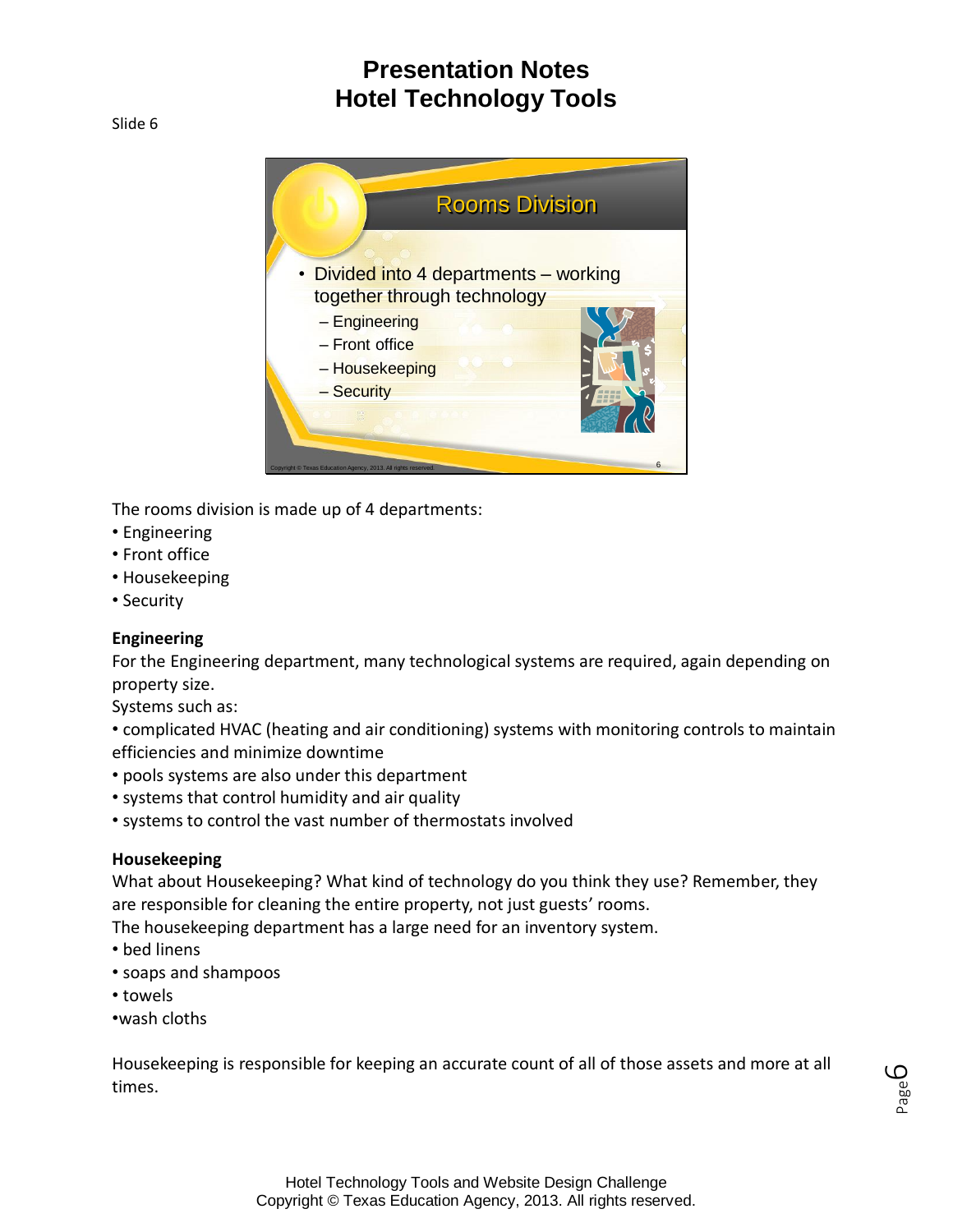# Presentation Notes
# Hotel Technology Tools

Slide 6

**Rooms Division**

- Divided into 4 departments – working together through technology
  - Engineering
  - Front office
  - Housekeeping
  - Security

The rooms division is made up of 4 departments:

- Engineering
- Front office
- Housekeeping
- Security

**Engineering**

For the Engineering department, many technological systems are required, again depending on property size.

Systems such as:

- complicated HVAC (heating and air conditioning) systems with monitoring controls to maintain efficiencies and minimize downtime
- pools systems are also under this department
- systems that control humidity and air quality
- systems to control the vast number of thermostats involved

**Housekeeping**

What about Housekeeping? What kind of technology do you think they use? Remember, they are responsible for cleaning the entire property, not just guests' rooms.

The housekeeping department has a large need for an inventory system.

- bed linens
- soaps and shampoos
- towels
- wash cloths

Housekeeping is responsible for keeping an accurate count of all of those assets and more at all times.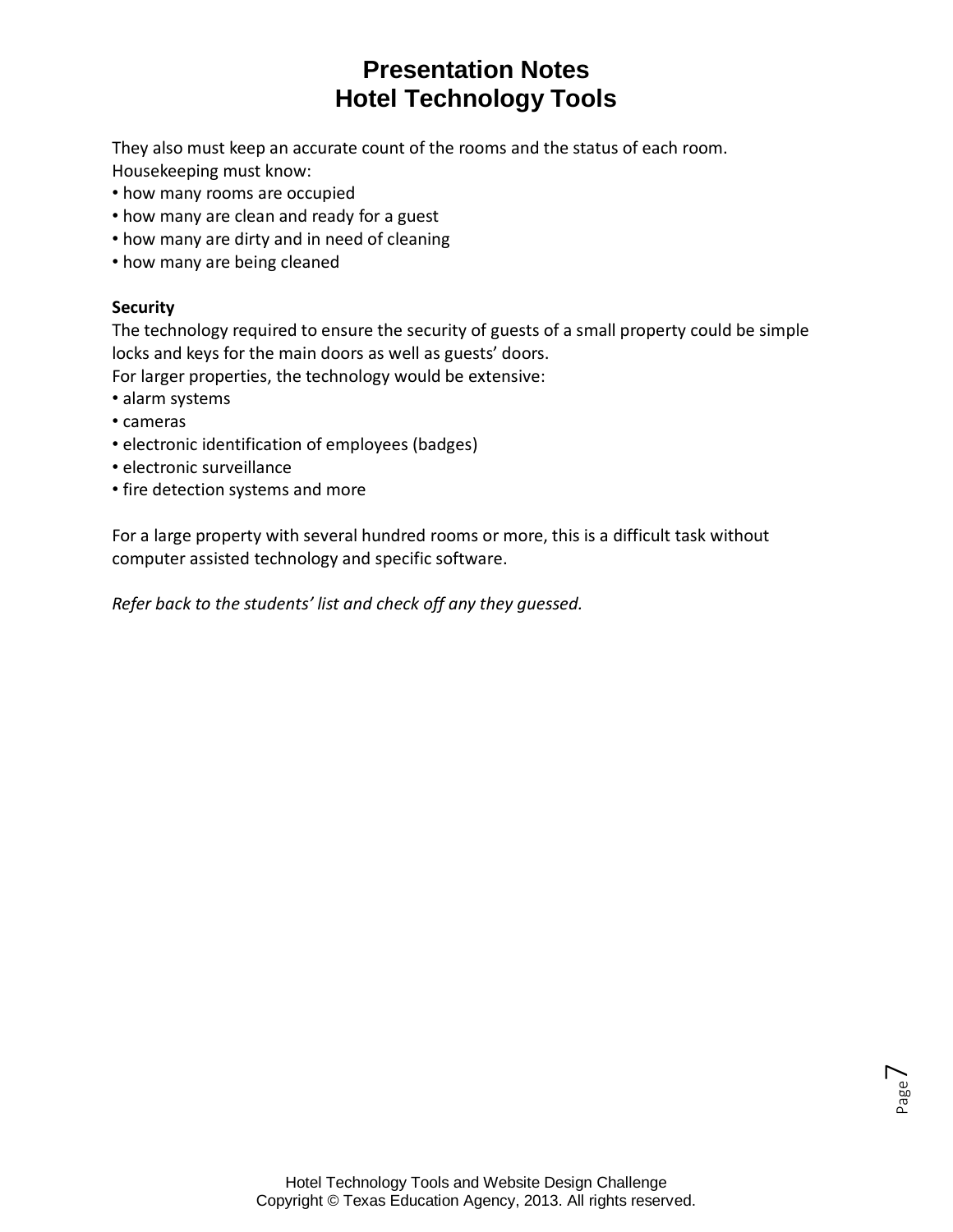# Presentation Notes
# Hotel Technology Tools

They also must keep an accurate count of the rooms and the status of each room.
Housekeeping must know:

• how many rooms are occupied
• how many are clean and ready for a guest
• how many are dirty and in need of cleaning
• how many are being cleaned

**Security**

The technology required to ensure the security of guests of a small property could be simple locks and keys for the main doors as well as guests' doors.
For larger properties, the technology would be extensive:

• alarm systems
• cameras
• electronic identification of employees (badges)
• electronic surveillance
• fire detection systems and more

For a large property with several hundred rooms or more, this is a difficult task without computer assisted technology and specific software.

*Refer back to the students' list and check off any they guessed.*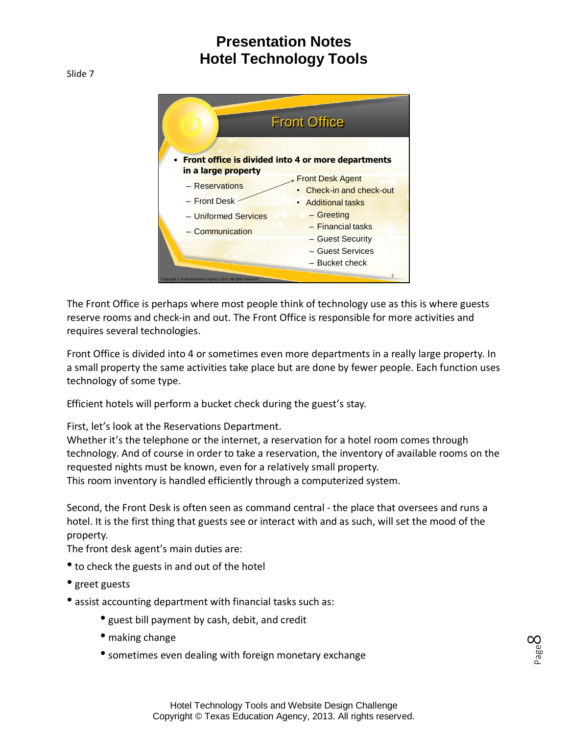# Presentation Notes
# Hotel Technology Tools

Slide 7

**Front Office**

- **Front office is divided into 4 or more departments in a large property**
  - Reservations
  - Front Desk
  - Uniformed Services
  - Communication

Front Desk Agent
- Check-in and check-out
- Additional tasks
  - Greeting
  - Financial tasks
  - Guest Security
  - Guest Services
  - Bucket check

The Front Office is perhaps where most people think of technology use as this is where guests reserve rooms and check-in and out. The Front Office is responsible for more activities and requires several technologies.

Front Office is divided into 4 or sometimes even more departments in a really large property. In a small property the same activities take place but are done by fewer people. Each function uses technology of some type.

Efficient hotels will perform a bucket check during the guest's stay.

First, let's look at the Reservations Department.
Whether it's the telephone or the internet, a reservation for a hotel room comes through technology. And of course in order to take a reservation, the inventory of available rooms on the requested nights must be known, even for a relatively small property.
This room inventory is handled efficiently through a computerized system.

Second, the Front Desk is often seen as command central - the place that oversees and runs a hotel. It is the first thing that guests see or interact with and as such, will set the mood of the property.
The front desk agent's main duties are:

- to check the guests in and out of the hotel
- greet guests
- assist accounting department with financial tasks such as:
  - guest bill payment by cash, debit, and credit
  - making change
  - sometimes even dealing with foreign monetary exchange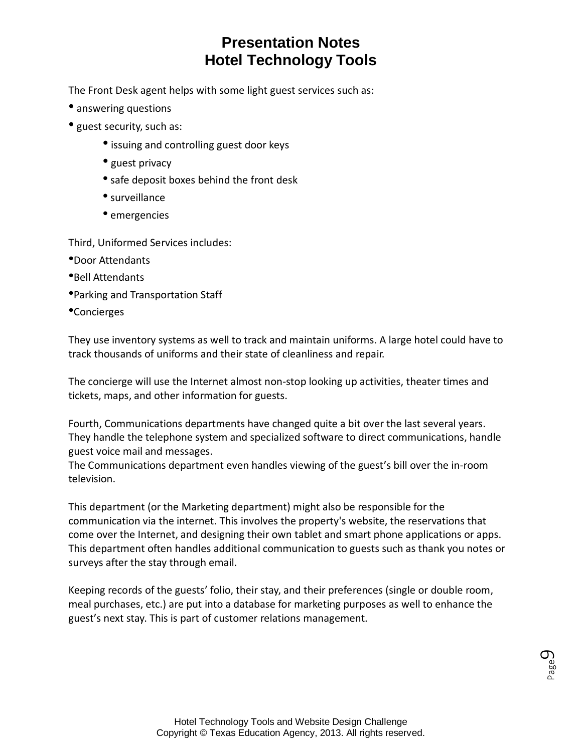# Presentation Notes
# Hotel Technology Tools

The Front Desk agent helps with some light guest services such as:

- answering questions
- guest security, such as:
  - issuing and controlling guest door keys
  - guest privacy
  - safe deposit boxes behind the front desk
  - surveillance
  - emergencies

Third, Uniformed Services includes:

- Door Attendants
- Bell Attendants
- Parking and Transportation Staff
- Concierges

They use inventory systems as well to track and maintain uniforms. A large hotel could have to track thousands of uniforms and their state of cleanliness and repair.

The concierge will use the Internet almost non-stop looking up activities, theater times and tickets, maps, and other information for guests.

Fourth, Communications departments have changed quite a bit over the last several years. They handle the telephone system and specialized software to direct communications, handle guest voice mail and messages.
The Communications department even handles viewing of the guest's bill over the in-room television.

This department (or the Marketing department) might also be responsible for the communication via the internet. This involves the property's website, the reservations that come over the Internet, and designing their own tablet and smart phone applications or apps. This department often handles additional communication to guests such as thank you notes or surveys after the stay through email.

Keeping records of the guests' folio, their stay, and their preferences (single or double room, meal purchases, etc.) are put into a database for marketing purposes as well to enhance the guest's next stay. This is part of customer relations management.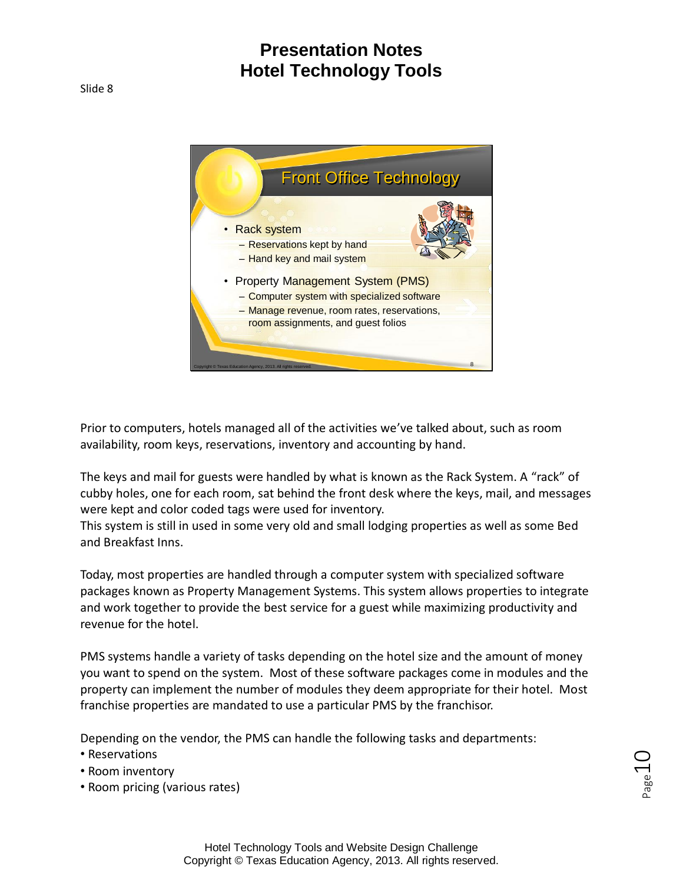# Presentation Notes
# Hotel Technology Tools

Slide 8

## Front Office Technology

- Rack system
  - Reservations kept by hand
  - Hand key and mail system
- Property Management System (PMS)
  - Computer system with specialized software
  - Manage revenue, room rates, reservations, room assignments, and guest folios

Prior to computers, hotels managed all of the activities we've talked about, such as room availability, room keys, reservations, inventory and accounting by hand.

The keys and mail for guests were handled by what is known as the Rack System. A "rack" of cubby holes, one for each room, sat behind the front desk where the keys, mail, and messages were kept and color coded tags were used for inventory.
This system is still in used in some very old and small lodging properties as well as some Bed and Breakfast Inns.

Today, most properties are handled through a computer system with specialized software packages known as Property Management Systems. This system allows properties to integrate and work together to provide the best service for a guest while maximizing productivity and revenue for the hotel.

PMS systems handle a variety of tasks depending on the hotel size and the amount of money you want to spend on the system. Most of these software packages come in modules and the property can implement the number of modules they deem appropriate for their hotel. Most franchise properties are mandated to use a particular PMS by the franchisor.

Depending on the vendor, the PMS can handle the following tasks and departments:

- Reservations
- Room inventory
- Room pricing (various rates)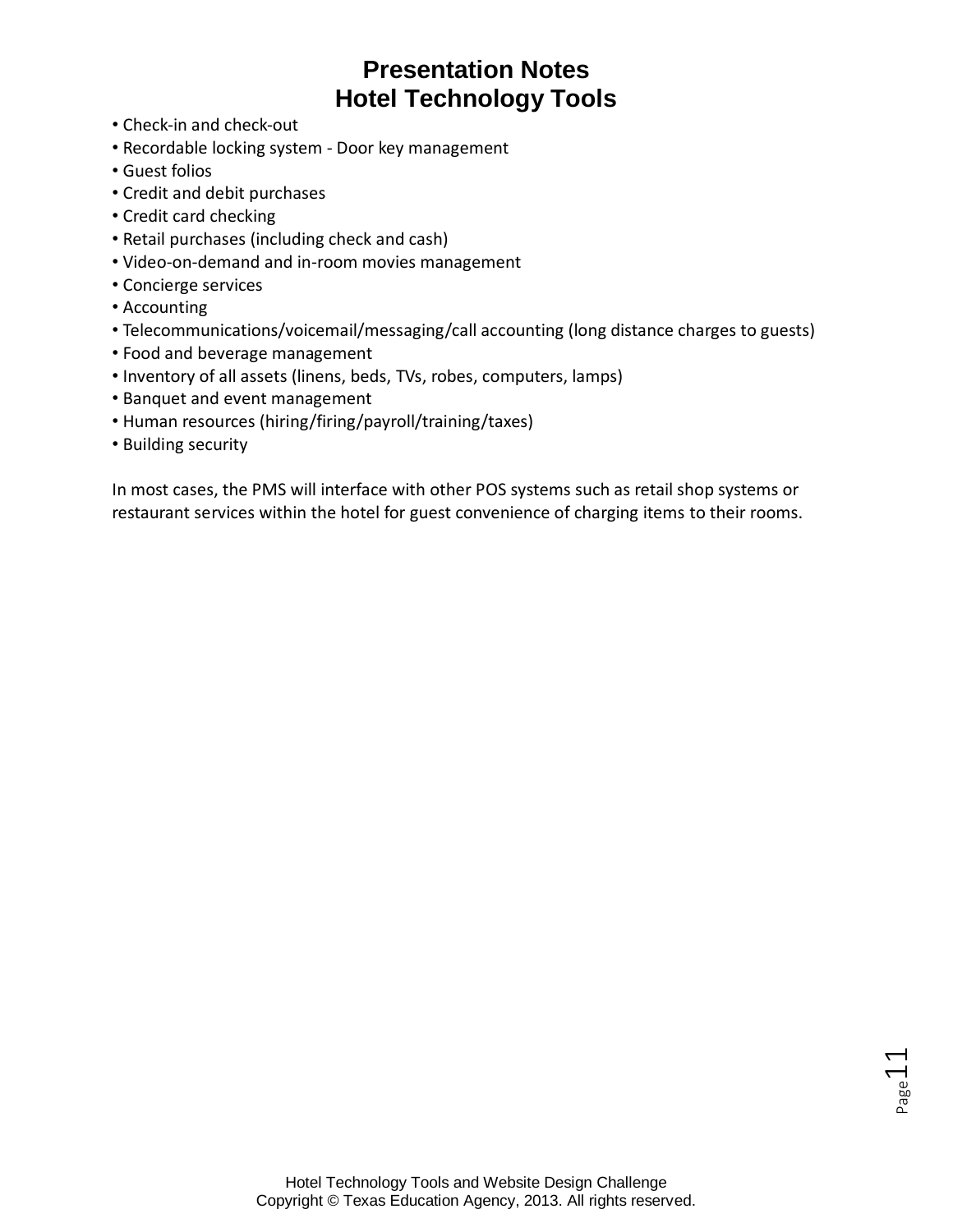# Presentation Notes
# Hotel Technology Tools

- Check-in and check-out
- Recordable locking system - Door key management
- Guest folios
- Credit and debit purchases
- Credit card checking
- Retail purchases (including check and cash)
- Video-on-demand and in-room movies management
- Concierge services
- Accounting
- Telecommunications/voicemail/messaging/call accounting (long distance charges to guests)
- Food and beverage management
- Inventory of all assets (linens, beds, TVs, robes, computers, lamps)
- Banquet and event management
- Human resources (hiring/firing/payroll/training/taxes)
- Building security

In most cases, the PMS will interface with other POS systems such as retail shop systems or restaurant services within the hotel for guest convenience of charging items to their rooms.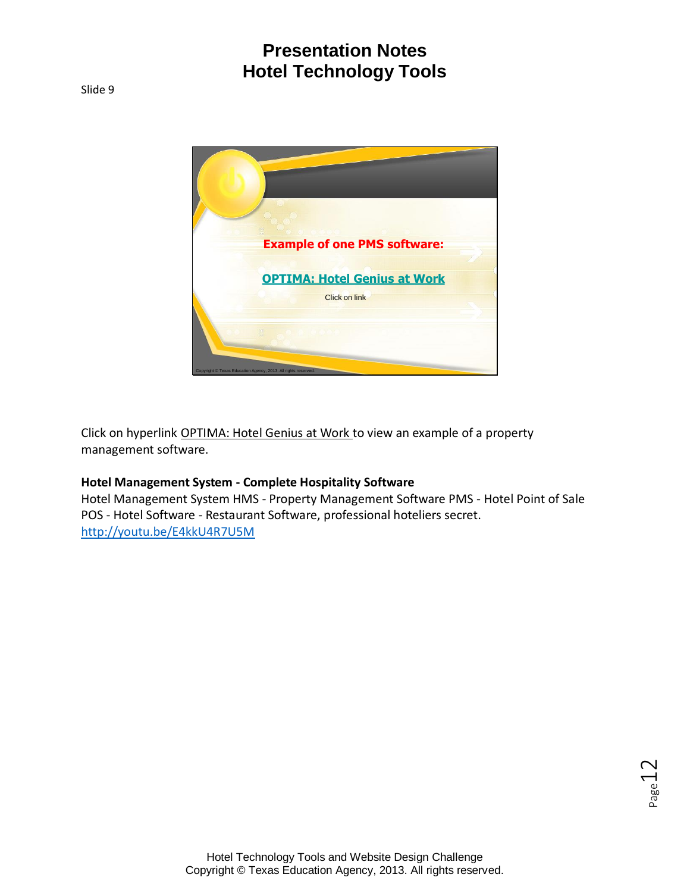# Presentation Notes
# Hotel Technology Tools

Slide 9

Example of one PMS software:

OPTIMA: Hotel Genius at Work

Click on link

Click on hyperlink OPTIMA: Hotel Genius at Work to view an example of a property management software.

**Hotel Management System - Complete Hospitality Software**

Hotel Management System HMS - Property Management Software PMS - Hotel Point of Sale POS - Hotel Software - Restaurant Software, professional hoteliers secret.
http://youtu.be/E4kkU4R7U5M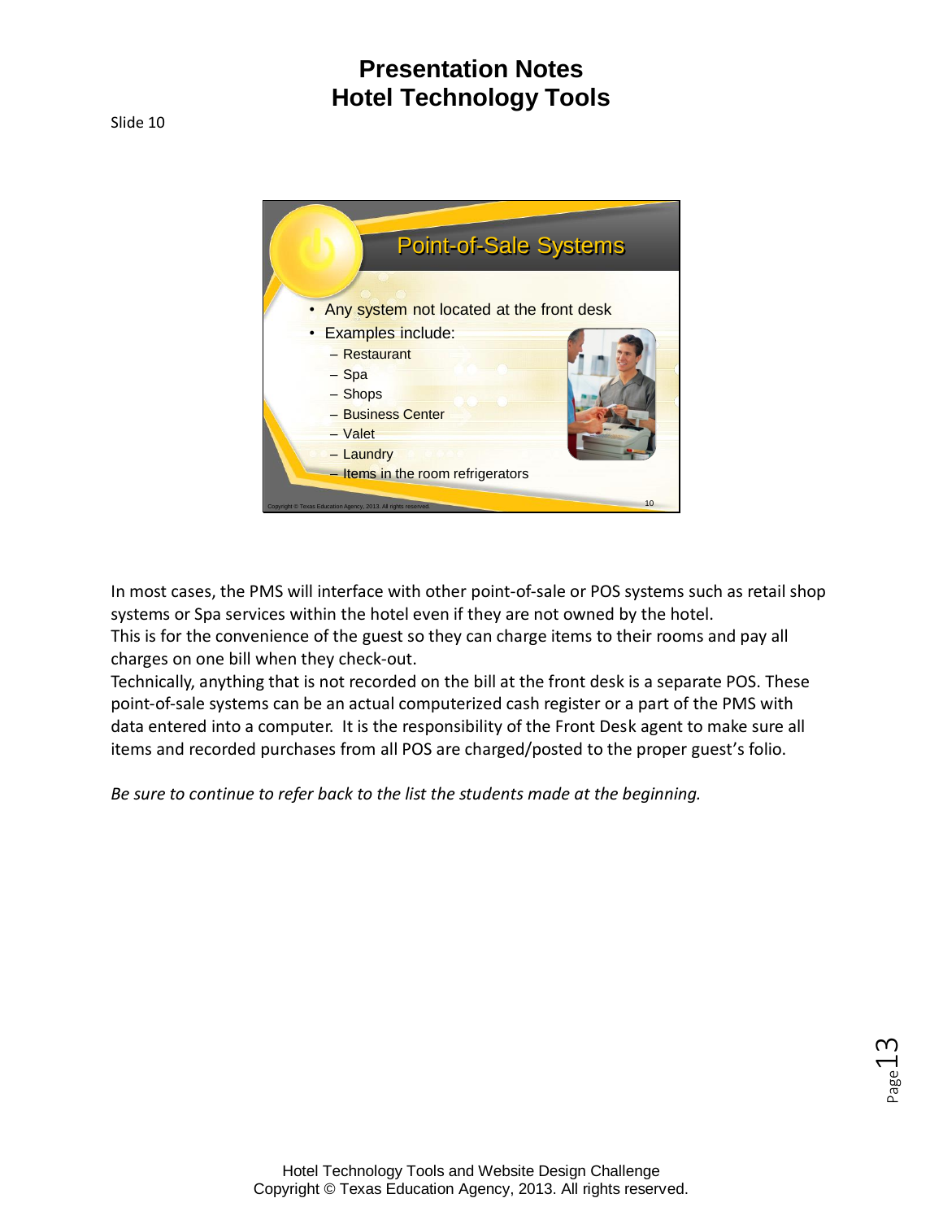# Presentation Notes
# Hotel Technology Tools

Slide 10

## Point-of-Sale Systems

- Any system not located at the front desk
- Examples include:
  - Restaurant
  - Spa
  - Shops
  - Business Center
  - Valet
  - Laundry
  - Items in the room refrigerators

In most cases, the PMS will interface with other point-of-sale or POS systems such as retail shop systems or Spa services within the hotel even if they are not owned by the hotel.
This is for the convenience of the guest so they can charge items to their rooms and pay all charges on one bill when they check-out.
Technically, anything that is not recorded on the bill at the front desk is a separate POS. These point-of-sale systems can be an actual computerized cash register or a part of the PMS with data entered into a computer. It is the responsibility of the Front Desk agent to make sure all items and recorded purchases from all POS are charged/posted to the proper guest's folio.

*Be sure to continue to refer back to the list the students made at the beginning.*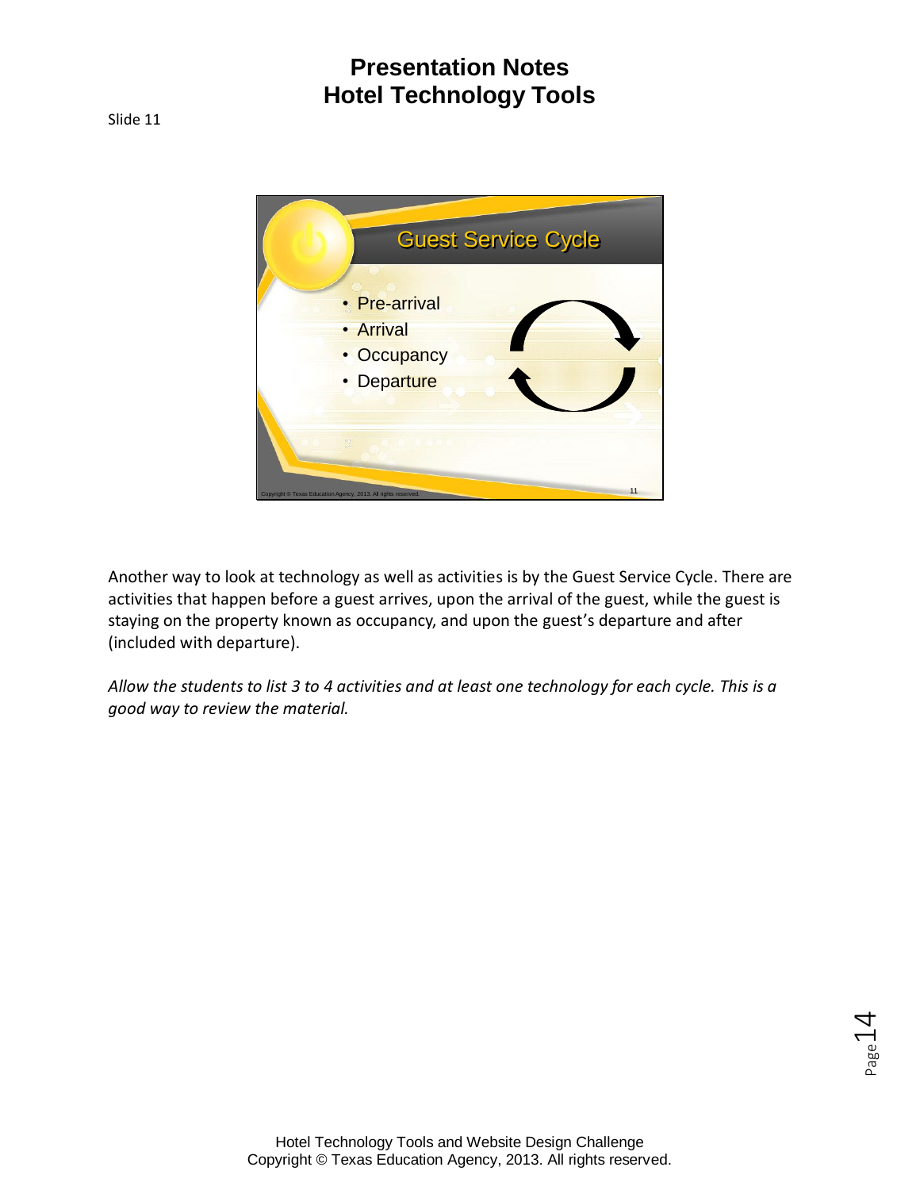# Presentation Notes
# Hotel Technology Tools

Slide 11

## Guest Service Cycle

- Pre-arrival
- Arrival
- Occupancy
- Departure

Another way to look at technology as well as activities is by the Guest Service Cycle. There are activities that happen before a guest arrives, upon the arrival of the guest, while the guest is staying on the property known as occupancy, and upon the guest's departure and after (included with departure).

*Allow the students to list 3 to 4 activities and at least one technology for each cycle. This is a good way to review the material.*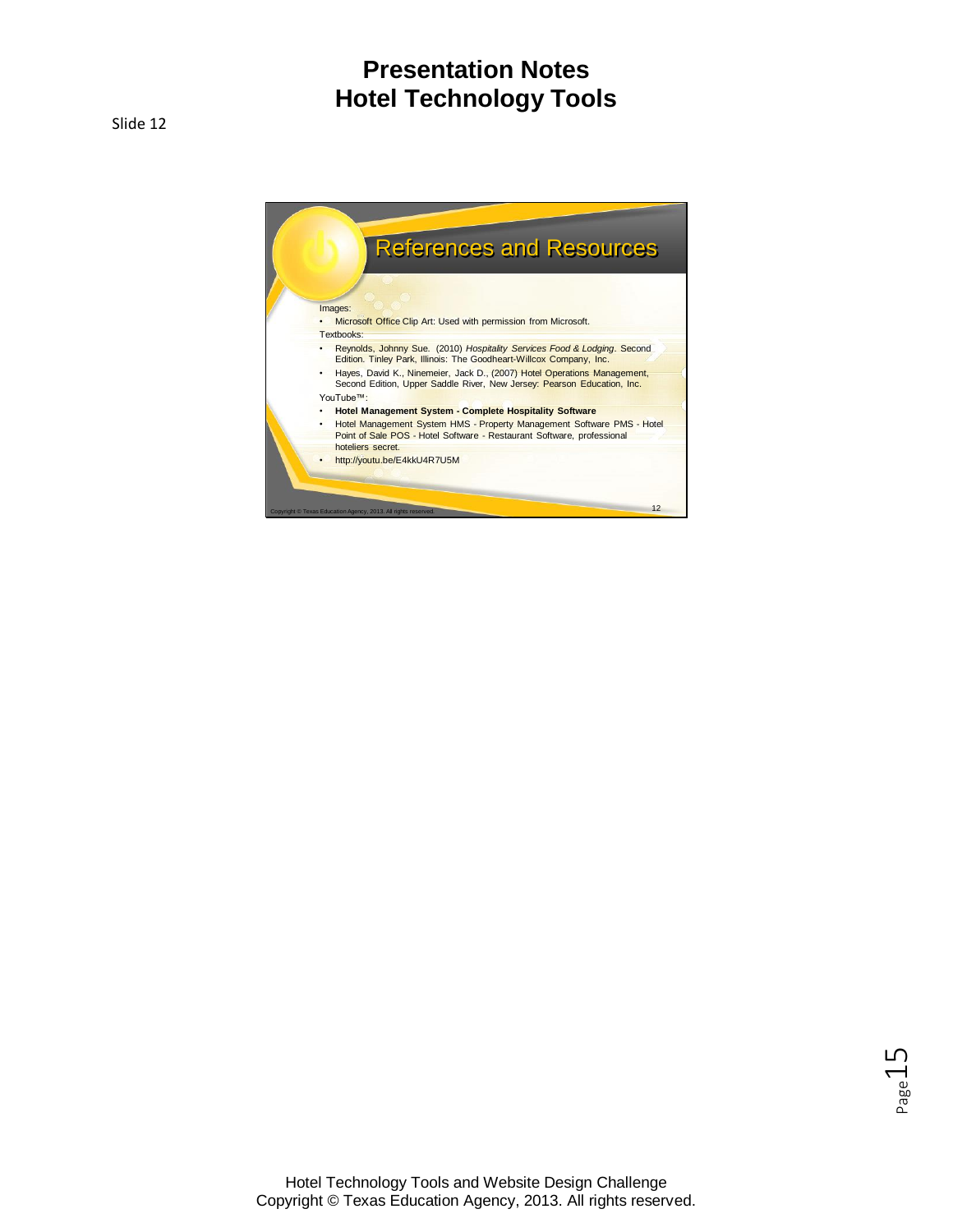# Presentation Notes
# Hotel Technology Tools

Slide 12

## References and Resources

Images:

- Microsoft Office Clip Art: Used with permission from Microsoft.

Textbooks:

- Reynolds, Johnny Sue. (2010) *Hospitality Services Food & Lodging*. Second Edition. Tinley Park, Illinois: The Goodheart-Willcox Company, Inc.
- Hayes, David K., Ninemeier, Jack D., (2007) Hotel Operations Management, Second Edition, Upper Saddle River, New Jersey: Pearson Education, Inc.

YouTube™:

- **Hotel Management System - Complete Hospitality Software**
- Hotel Management System HMS - Property Management Software PMS - Hotel Point of Sale POS - Hotel Software - Restaurant Software, professional hoteliers secret.
- http://youtu.be/E4kkU4R7U5M

Copyright © Texas Education Agency, 2013. All rights reserved.

Hotel Technology Tools and Website Design Challenge
Copyright © Texas Education Agency, 2013. All rights reserved.